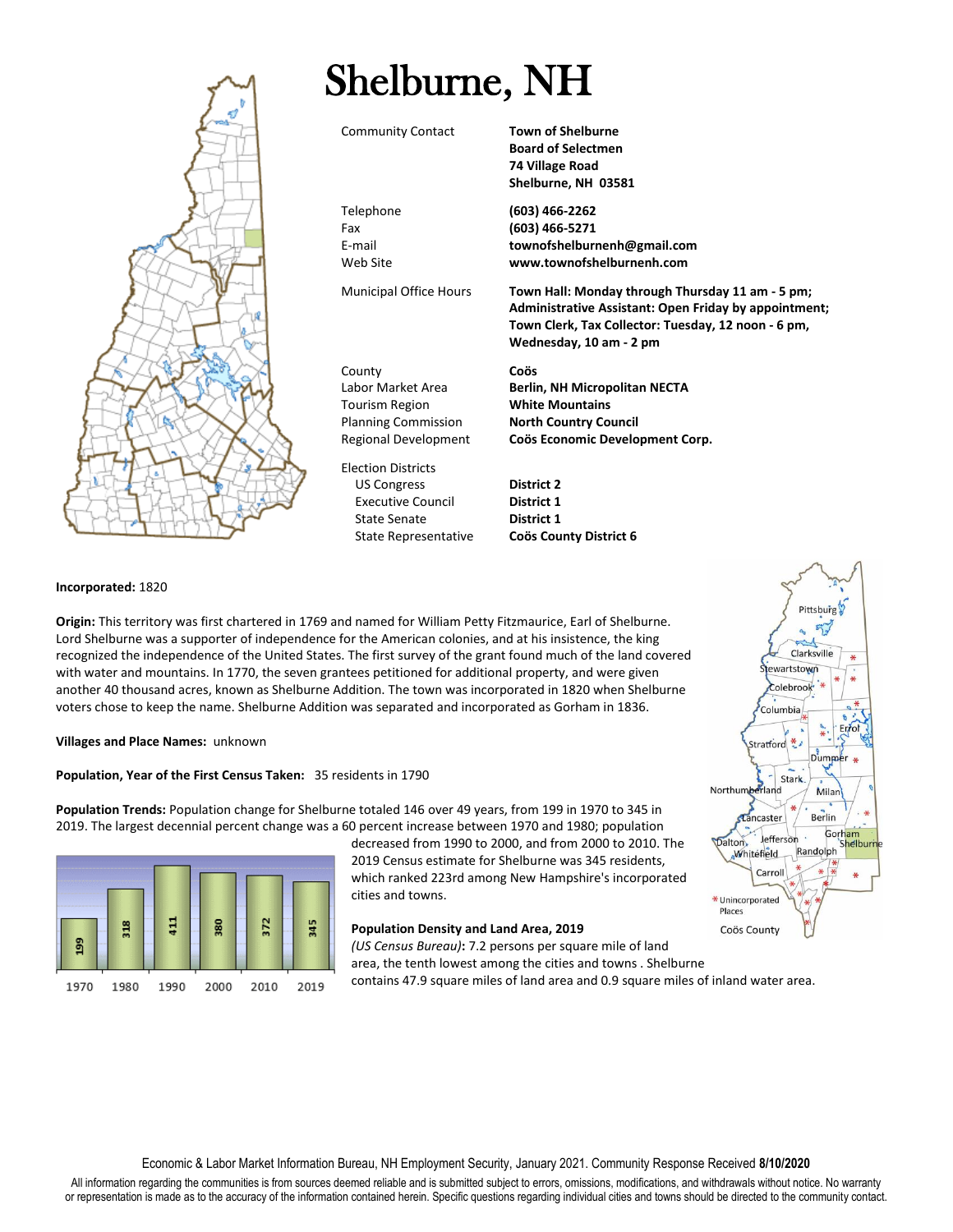# Shelburne, NH

| | |
|---|---|
| Community Contact | **Town of Shelburne**<br>**Board of Selectmen**<br>**74 Village Road**<br>**Shelburne, NH 03581** |
| Telephone | **(603) 466-2262** |
| Fax | **(603) 466-5271** |
| E-mail | **townofshelburnenh@gmail.com** |
| Web Site | **www.townofshelburnenh.com** |
| Municipal Office Hours | **Town Hall: Monday through Thursday 11 am - 5 pm; Administrative Assistant: Open Friday by appointment; Town Clerk, Tax Collector: Tuesday, 12 noon - 6 pm, Wednesday, 10 am - 2 pm** |
| County | **Coös** |
| Labor Market Area | **Berlin, NH Micropolitan NECTA** |
| Tourism Region | **White Mountains** |
| Planning Commission | **North Country Council** |
| Regional Development | **Coös Economic Development Corp.** |
| Election Districts | |
| US Congress | **District 2** |
| Executive Council | **District 1** |
| State Senate | **District 1** |
| State Representative | **Coös County District 6** |

**Incorporated:** 1820

**Origin:** This territory was first chartered in 1769 and named for William Petty Fitzmaurice, Earl of Shelburne. Lord Shelburne was a supporter of independence for the American colonies, and at his insistence, the king recognized the independence of the United States. The first survey of the grant found much of the land covered with water and mountains. In 1770, the seven grantees petitioned for additional property, and were given another 40 thousand acres, known as Shelburne Addition. The town was incorporated in 1820 when Shelburne voters chose to keep the name. Shelburne Addition was separated and incorporated as Gorham in 1836.

**Villages and Place Names:** unknown

**Population, Year of the First Census Taken:** 35 residents in 1790

**Population Trends:** Population change for Shelburne totaled 146 over 49 years, from 199 in 1970 to 345 in 2019. The largest decennial percent change was a 60 percent increase between 1970 and 1980; population decreased from 1990 to 2000, and from 2000 to 2010. The 2019 Census estimate for Shelburne was 345 residents, which ranked 223rd among New Hampshire's incorporated cities and towns.

| 1970 | 1980 | 1990 | 2000 | 2010 | 2019 |
|---|---|---|---|---|---|
| 199 | 318 | 411 | 380 | 372 | 345 |

**Population Density and Land Area, 2019**

*(US Census Bureau)*: 7.2 persons per square mile of land area, the tenth lowest among the cities and towns . Shelburne contains 47.9 square miles of land area and 0.9 square miles of inland water area.

Economic & Labor Market Information Bureau, NH Employment Security, January 2021. Community Response Received **8/10/2020**

All information regarding the communities is from sources deemed reliable and is submitted subject to errors, omissions, modifications, and withdrawals without notice. No warranty or representation is made as to the accuracy of the information contained herein. Specific questions regarding individual cities and towns should be directed to the community contact.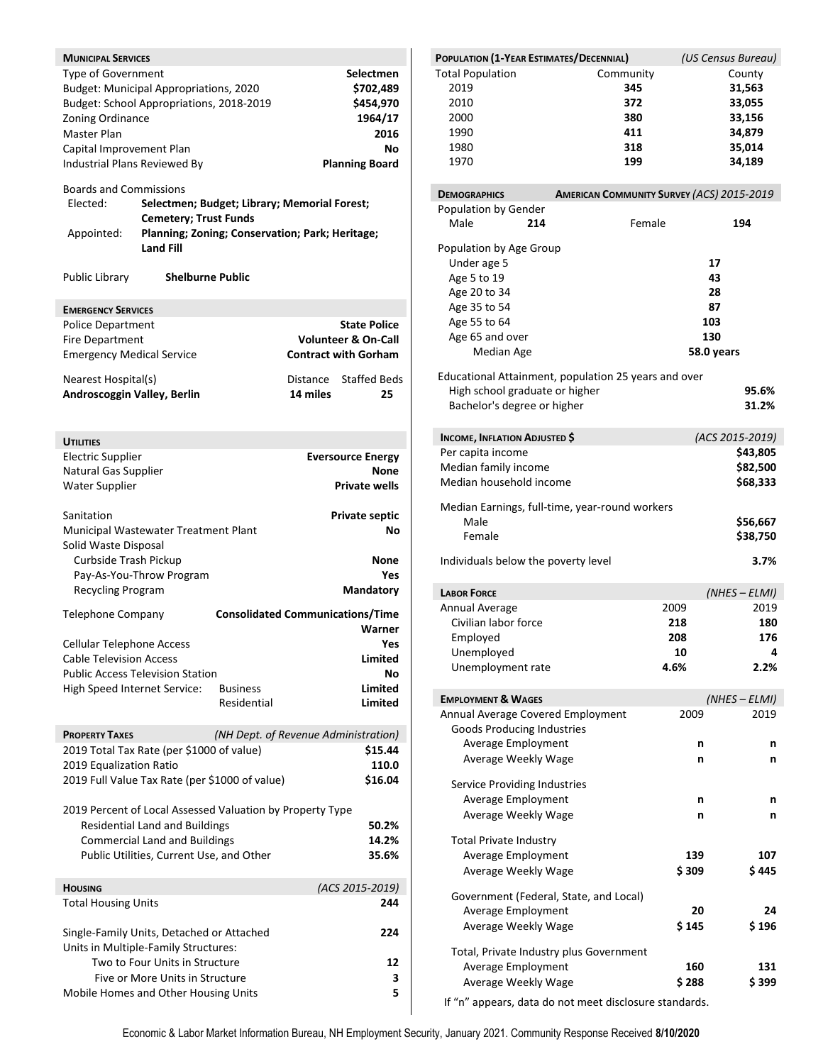## Municipal Services

| | |
|---|---|
| Type of Government | **Selectmen** |
| Budget: Municipal Appropriations, 2020 | **$702,489** |
| Budget: School Appropriations, 2018-2019 | **$454,970** |
| Zoning Ordinance | **1964/17** |
| Master Plan | **2016** |
| Capital Improvement Plan | **No** |
| Industrial Plans Reviewed By | **Planning Board** |

Boards and Commissions

- Elected: **Selectmen; Budget; Library; Memorial Forest; Cemetery; Trust Funds**
- Appointed: **Planning; Zoning; Conservation; Park; Heritage; Land Fill**

Public Library **Shelburne Public**

## Emergency Services

| | |
|---|---|
| Police Department | **State Police** |
| Fire Department | **Volunteer & On-Call** |
| Emergency Medical Service | **Contract with Gorham** |

| Nearest Hospital(s) | Distance | Staffed Beds |
|---|---|---|
| **Androscoggin Valley, Berlin** | **14 miles** | **25** |

## Utilities

| | |
|---|---|
| Electric Supplier | **Eversource Energy** |
| Natural Gas Supplier | **None** |
| Water Supplier | **Private wells** |
| Sanitation | **Private septic** |
| Municipal Wastewater Treatment Plant | **No** |
| Solid Waste Disposal | |
| Curbside Trash Pickup | **None** |
| Pay-As-You-Throw Program | **Yes** |
| Recycling Program | **Mandatory** |
| Telephone Company | **Consolidated Communications/Time Warner** |
| Cellular Telephone Access | **Yes** |
| Cable Television Access | **Limited** |
| Public Access Television Station | **No** |
| High Speed Internet Service: Business | **Limited** |
| High Speed Internet Service: Residential | **Limited** |

## Property Taxes *(NH Dept. of Revenue Administration)*

| | |
|---|---|
| 2019 Total Tax Rate (per $1000 of value) | **$15.44** |
| 2019 Equalization Ratio | **110.0** |
| 2019 Full Value Tax Rate (per $1000 of value) | **$16.04** |

2019 Percent of Local Assessed Valuation by Property Type

| | |
|---|---|
| Residential Land and Buildings | **50.2%** |
| Commercial Land and Buildings | **14.2%** |
| Public Utilities, Current Use, and Other | **35.6%** |

## Housing *(ACS 2015-2019)*

| | |
|---|---|
| Total Housing Units | **244** |
| Single-Family Units, Detached or Attached | **224** |
| Units in Multiple-Family Structures: | |
| Two to Four Units in Structure | **12** |
| Five or More Units in Structure | **3** |
| Mobile Homes and Other Housing Units | **5** |

## Population (1-Year Estimates/Decennial) *(US Census Bureau)*

| Total Population | Community | County |
|---|---|---|
| 2019 | **345** | **31,563** |
| 2010 | **372** | **33,055** |
| 2000 | **380** | **33,156** |
| 1990 | **411** | **34,879** |
| 1980 | **318** | **35,014** |
| 1970 | **199** | **34,189** |

## Demographics — American Community Survey *(ACS) 2015-2019*

Population by Gender

| Male | **214** | Female | **194** |
|---|---|---|---|

Population by Age Group

| | |
|---|---|
| Under age 5 | **17** |
| Age 5 to 19 | **43** |
| Age 20 to 34 | **28** |
| Age 35 to 54 | **87** |
| Age 55 to 64 | **103** |
| Age 65 and over | **130** |
| Median Age | **58.0 years** |

Educational Attainment, population 25 years and over

| | |
|---|---|
| High school graduate or higher | **95.6%** |
| Bachelor's degree or higher | **31.2%** |

## Income, Inflation Adjusted $ *(ACS 2015-2019)*

| | |
|---|---|
| Per capita income | **$43,805** |
| Median family income | **$82,500** |
| Median household income | **$68,333** |
| Median Earnings, full-time, year-round workers | |
| Male | **$56,667** |
| Female | **$38,750** |
| Individuals below the poverty level | **3.7%** |

## Labor Force *(NHES – ELMI)*

| Annual Average | 2009 | 2019 |
|---|---|---|
| Civilian labor force | **218** | **180** |
| Employed | **208** | **176** |
| Unemployed | **10** | **4** |
| Unemployment rate | **4.6%** | **2.2%** |

## Employment & Wages *(NHES – ELMI)*

| Annual Average Covered Employment | 2009 | 2019 |
|---|---|---|
| **Goods Producing Industries** | | |
| Average Employment | **n** | **n** |
| Average Weekly Wage | **n** | **n** |
| **Service Providing Industries** | | |
| Average Employment | **n** | **n** |
| Average Weekly Wage | **n** | **n** |
| **Total Private Industry** | | |
| Average Employment | **139** | **107** |
| Average Weekly Wage | **$ 309** | **$ 445** |
| **Government (Federal, State, and Local)** | | |
| Average Employment | **20** | **24** |
| Average Weekly Wage | **$ 145** | **$ 196** |
| **Total, Private Industry plus Government** | | |
| Average Employment | **160** | **131** |
| Average Weekly Wage | **$ 288** | **$ 399** |

If "n" appears, data do not meet disclosure standards.

Economic & Labor Market Information Bureau, NH Employment Security, January 2021. Community Response Received **8/10/2020**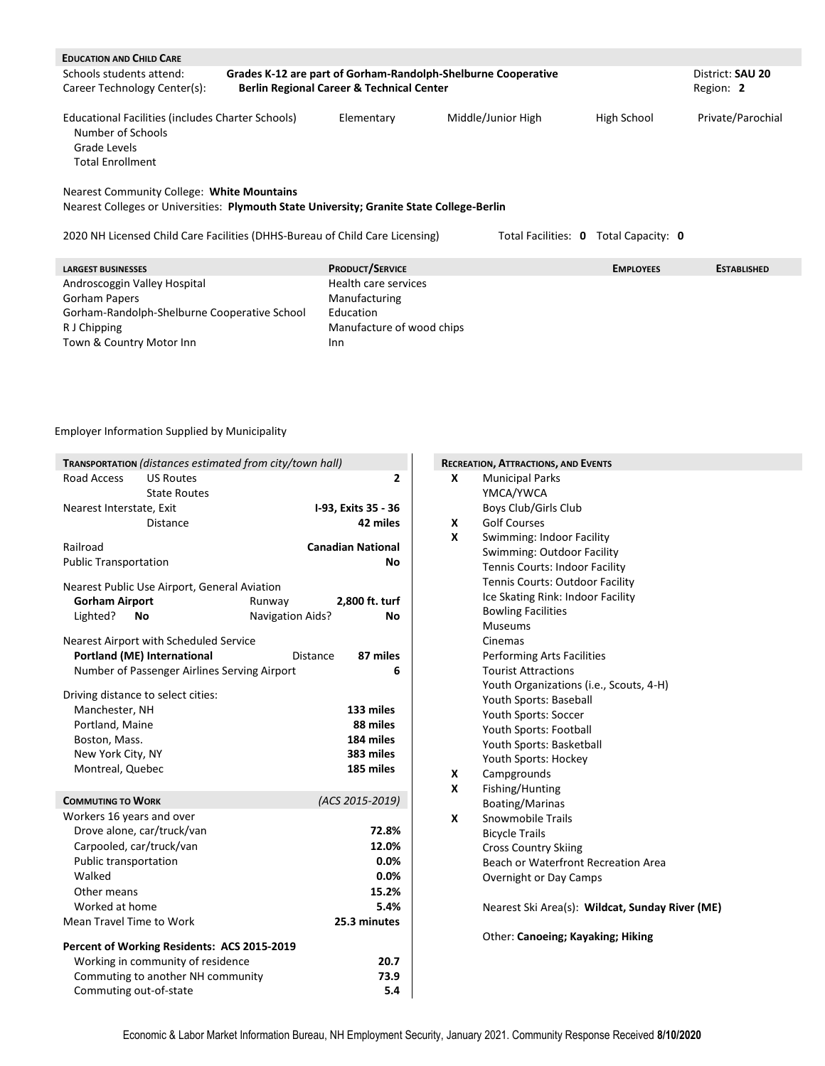## EDUCATION AND CHILD CARE

| | | |
|---|---|---|
| Schools students attend: | **Grades K-12 are part of Gorham-Randolph-Shelburne Cooperative** | District: **SAU 20** |
| Career Technology Center(s): | **Berlin Regional Career & Technical Center** | Region: **2** |

| Educational Facilities (includes Charter Schools) | Elementary | Middle/Junior High | High School | Private/Parochial |
|---|---|---|---|---|
| Number of Schools | | | | |
| Grade Levels | | | | |
| Total Enrollment | | | | |

Nearest Community College: **White Mountains**
Nearest Colleges or Universities: **Plymouth State University; Granite State College-Berlin**

2020 NH Licensed Child Care Facilities (DHHS-Bureau of Child Care Licensing) Total Facilities: **0** Total Capacity: **0**

| LARGEST BUSINESSES | PRODUCT/SERVICE | EMPLOYEES | ESTABLISHED |
|---|---|---|---|
| Androscoggin Valley Hospital | Health care services | | |
| Gorham Papers | Manufacturing | | |
| Gorham-Randolph-Shelburne Cooperative School | Education | | |
| R J Chipping | Manufacture of wood chips | | |
| Town & Country Motor Inn | Inn | | |

Employer Information Supplied by Municipality

## TRANSPORTATION *(distances estimated from city/town hall)*

| | | |
|---|---|---|
| Road Access | US Routes | **2** |
| | State Routes | |
| Nearest Interstate, Exit | | **I-93, Exits 35 - 36** |
| | Distance | **42 miles** |
| Railroad | | **Canadian National** |
| Public Transportation | | **No** |

Nearest Public Use Airport, General Aviation

| | | |
|---|---|---|
| **Gorham Airport** | Runway | **2,800 ft. turf** |
| Lighted? **No** | Navigation Aids? | **No** |

Nearest Airport with Scheduled Service

| | | |
|---|---|---|
| **Portland (ME) International** | Distance | **87 miles** |
| Number of Passenger Airlines Serving Airport | | **6** |

Driving distance to select cities:

| | |
|---|---|
| Manchester, NH | **133 miles** |
| Portland, Maine | **88 miles** |
| Boston, Mass. | **184 miles** |
| New York City, NY | **383 miles** |
| Montreal, Quebec | **185 miles** |

## COMMUTING TO WORK *(ACS 2015-2019)*

| | |
|---|---|
| Workers 16 years and over | |
| Drove alone, car/truck/van | **72.8%** |
| Carpooled, car/truck/van | **12.0%** |
| Public transportation | **0.0%** |
| Walked | **0.0%** |
| Other means | **15.2%** |
| Worked at home | **5.4%** |
| Mean Travel Time to Work | **25.3 minutes** |

**Percent of Working Residents: ACS 2015-2019**

| | |
|---|---|
| Working in community of residence | **20.7** |
| Commuting to another NH community | **73.9** |
| Commuting out-of-state | **5.4** |

## RECREATION, ATTRACTIONS, AND EVENTS

| | |
|---|---|
| X | Municipal Parks |
| | YMCA/YWCA |
| | Boys Club/Girls Club |
| X | Golf Courses |
| X | Swimming: Indoor Facility |
| | Swimming: Outdoor Facility |
| | Tennis Courts: Indoor Facility |
| | Tennis Courts: Outdoor Facility |
| | Ice Skating Rink: Indoor Facility |
| | Bowling Facilities |
| | Museums |
| | Cinemas |
| | Performing Arts Facilities |
| | Tourist Attractions |
| | Youth Organizations (i.e., Scouts, 4-H) |
| | Youth Sports: Baseball |
| | Youth Sports: Soccer |
| | Youth Sports: Football |
| | Youth Sports: Basketball |
| | Youth Sports: Hockey |
| X | Campgrounds |
| X | Fishing/Hunting |
| | Boating/Marinas |
| X | Snowmobile Trails |
| | Bicycle Trails |
| | Cross Country Skiing |
| | Beach or Waterfront Recreation Area |
| | Overnight or Day Camps |

Nearest Ski Area(s): **Wildcat, Sunday River (ME)**

Other: **Canoeing; Kayaking; Hiking**

Economic & Labor Market Information Bureau, NH Employment Security, January 2021. Community Response Received **8/10/2020**